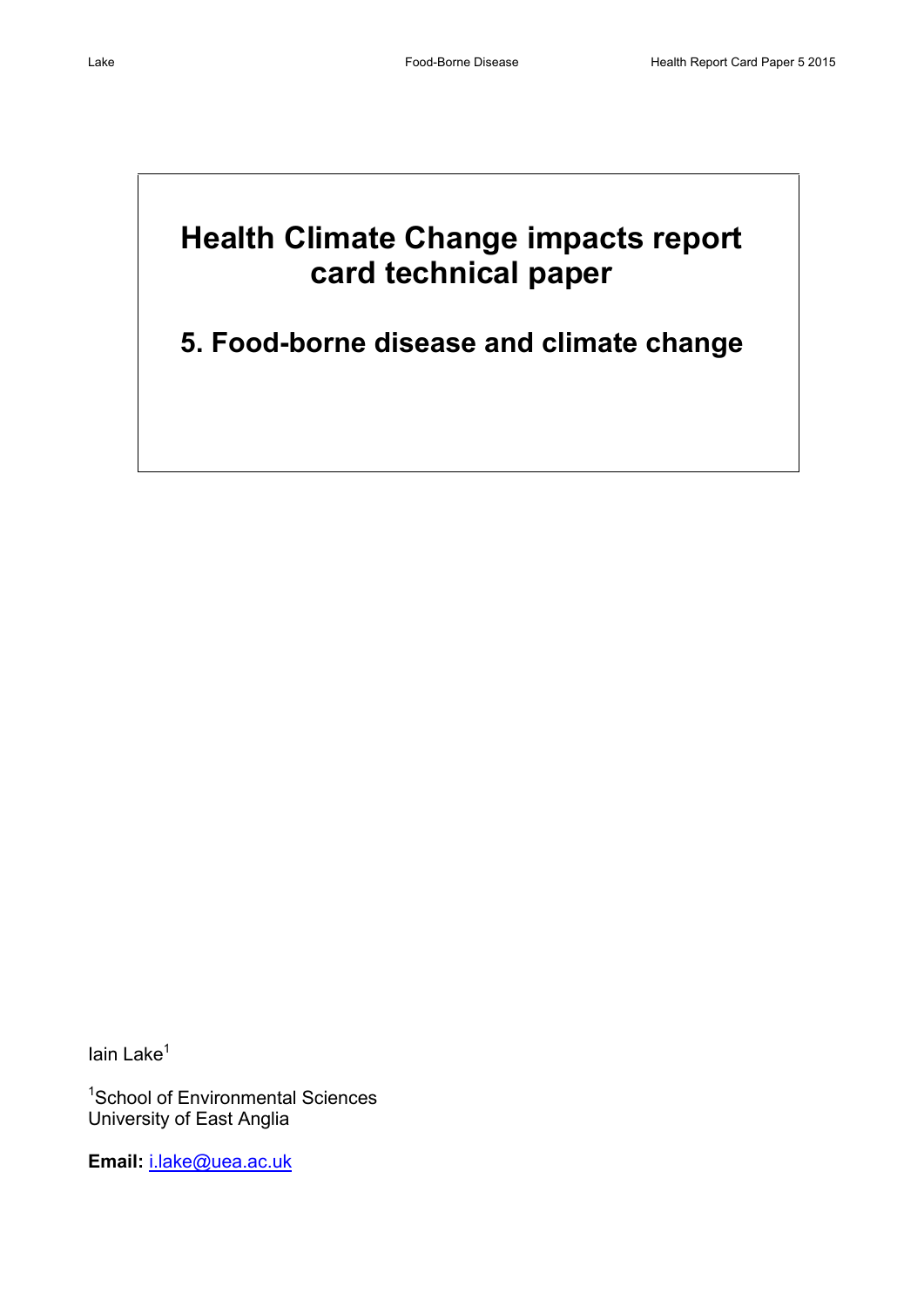# Health Climate Change impacts report card technical paper

## 5. Food-borne disease and climate change

Iain Lake[1]

[1]School of Environmental Sciences
University of East Anglia

**Email:** i.lake@uea.ac.uk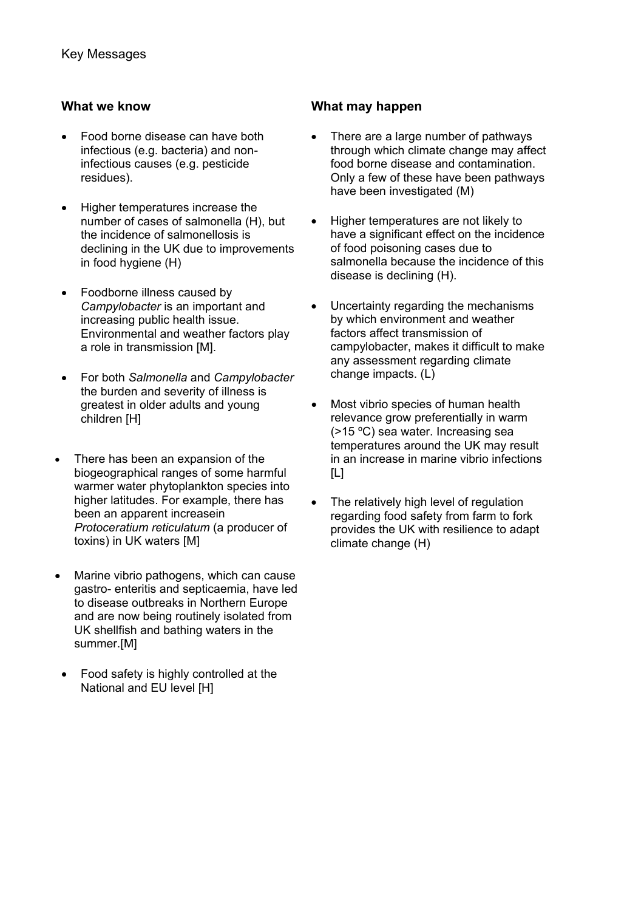Key Messages

## What we know

- Food borne disease can have both infectious (e.g. bacteria) and non-infectious causes (e.g. pesticide residues).
- Higher temperatures increase the number of cases of salmonella (H), but the incidence of salmonellosis is declining in the UK due to improvements in food hygiene (H)
- Foodborne illness caused by *Campylobacter* is an important and increasing public health issue. Environmental and weather factors play a role in transmission [M].
- For both *Salmonella* and *Campylobacter* the burden and severity of illness is greatest in older adults and young children [H]
- There has been an expansion of the biogeographical ranges of some harmful warmer water phytoplankton species into higher latitudes. For example, there has been an apparent increasein *Protoceratium reticulatum* (a producer of toxins) in UK waters [M]
- Marine vibrio pathogens, which can cause gastro- enteritis and septicaemia, have led to disease outbreaks in Northern Europe and are now being routinely isolated from UK shellfish and bathing waters in the summer.[M]
- Food safety is highly controlled at the National and EU level [H]

## What may happen

- There are a large number of pathways through which climate change may affect food borne disease and contamination. Only a few of these have been pathways have been investigated (M)
- Higher temperatures are not likely to have a significant effect on the incidence of food poisoning cases due to salmonella because the incidence of this disease is declining (H).
- Uncertainty regarding the mechanisms by which environment and weather factors affect transmission of campylobacter, makes it difficult to make any assessment regarding climate change impacts. (L)
- Most vibrio species of human health relevance grow preferentially in warm (>15 ºC) sea water. Increasing sea temperatures around the UK may result in an increase in marine vibrio infections [L]
- The relatively high level of regulation regarding food safety from farm to fork provides the UK with resilience to adapt climate change (H)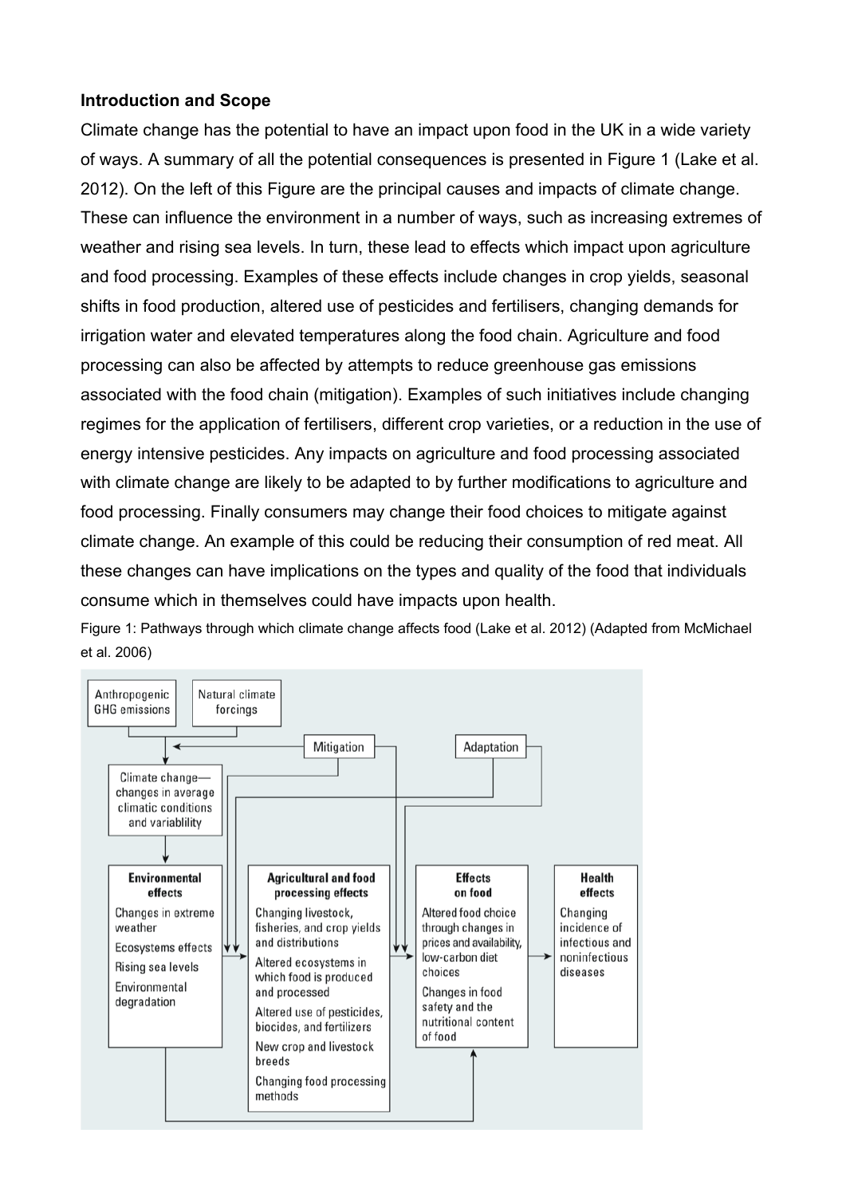**Introduction and Scope**

Climate change has the potential to have an impact upon food in the UK in a wide variety of ways. A summary of all the potential consequences is presented in Figure 1 (Lake et al. 2012). On the left of this Figure are the principal causes and impacts of climate change. These can influence the environment in a number of ways, such as increasing extremes of weather and rising sea levels. In turn, these lead to effects which impact upon agriculture and food processing. Examples of these effects include changes in crop yields, seasonal shifts in food production, altered use of pesticides and fertilisers, changing demands for irrigation water and elevated temperatures along the food chain. Agriculture and food processing can also be affected by attempts to reduce greenhouse gas emissions associated with the food chain (mitigation). Examples of such initiatives include changing regimes for the application of fertilisers, different crop varieties, or a reduction in the use of energy intensive pesticides. Any impacts on agriculture and food processing associated with climate change are likely to be adapted to by further modifications to agriculture and food processing. Finally consumers may change their food choices to mitigate against climate change. An example of this could be reducing their consumption of red meat. All these changes can have implications on the types and quality of the food that individuals consume which in themselves could have impacts upon health.

Figure 1: Pathways through which climate change affects food (Lake et al. 2012) (Adapted from McMichael et al. 2006)

- Anthropogenic GHG emissions
- Natural climate forcings
- Mitigation
- Adaptation
- Climate change—changes in average climatic conditions and variablility

**Environmental effects**
- Changes in extreme weather
- Ecosystems effects
- Rising sea levels
- Environmental degradation

**Agricultural and food processing effects**
- Changing livestock, fisheries, and crop yields and distributions
- Altered ecosystems in which food is produced and processed
- Altered use of pesticides, biocides, and fertilizers
- New crop and livestock breeds
- Changing food processing methods

**Effects on food**
- Altered food choice through changes in prices and availability, low-carbon diet choices
- Changes in food safety and the nutritional content of food

**Health effects**
- Changing incidence of infectious and noninfectious diseases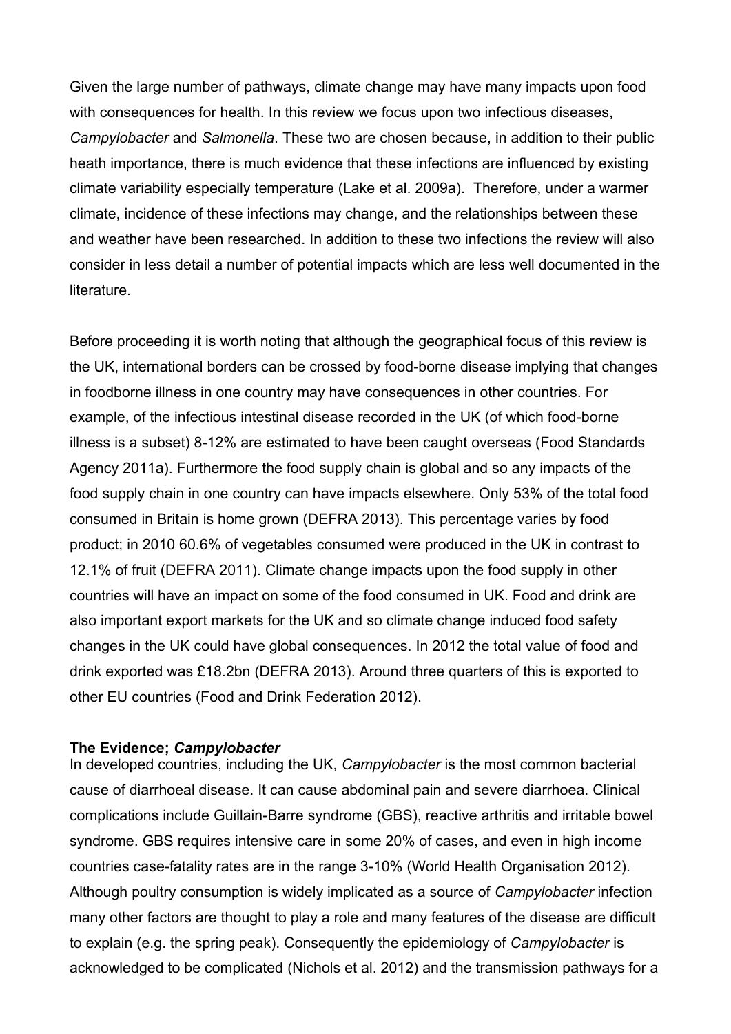Given the large number of pathways, climate change may have many impacts upon food with consequences for health. In this review we focus upon two infectious diseases, *Campylobacter* and *Salmonella*. These two are chosen because, in addition to their public heath importance, there is much evidence that these infections are influenced by existing climate variability especially temperature (Lake et al. 2009a). Therefore, under a warmer climate, incidence of these infections may change, and the relationships between these and weather have been researched. In addition to these two infections the review will also consider in less detail a number of potential impacts which are less well documented in the literature.

Before proceeding it is worth noting that although the geographical focus of this review is the UK, international borders can be crossed by food-borne disease implying that changes in foodborne illness in one country may have consequences in other countries. For example, of the infectious intestinal disease recorded in the UK (of which food-borne illness is a subset) 8-12% are estimated to have been caught overseas (Food Standards Agency 2011a). Furthermore the food supply chain is global and so any impacts of the food supply chain in one country can have impacts elsewhere. Only 53% of the total food consumed in Britain is home grown (DEFRA 2013). This percentage varies by food product; in 2010 60.6% of vegetables consumed were produced in the UK in contrast to 12.1% of fruit (DEFRA 2011). Climate change impacts upon the food supply in other countries will have an impact on some of the food consumed in UK. Food and drink are also important export markets for the UK and so climate change induced food safety changes in the UK could have global consequences. In 2012 the total value of food and drink exported was £18.2bn (DEFRA 2013). Around three quarters of this is exported to other EU countries (Food and Drink Federation 2012).

**The Evidence; *Campylobacter***

In developed countries, including the UK, *Campylobacter* is the most common bacterial cause of diarrhoeal disease. It can cause abdominal pain and severe diarrhoea. Clinical complications include Guillain-Barre syndrome (GBS), reactive arthritis and irritable bowel syndrome. GBS requires intensive care in some 20% of cases, and even in high income countries case-fatality rates are in the range 3-10% (World Health Organisation 2012). Although poultry consumption is widely implicated as a source of *Campylobacter* infection many other factors are thought to play a role and many features of the disease are difficult to explain (e.g. the spring peak). Consequently the epidemiology of *Campylobacter* is acknowledged to be complicated (Nichols et al. 2012) and the transmission pathways for a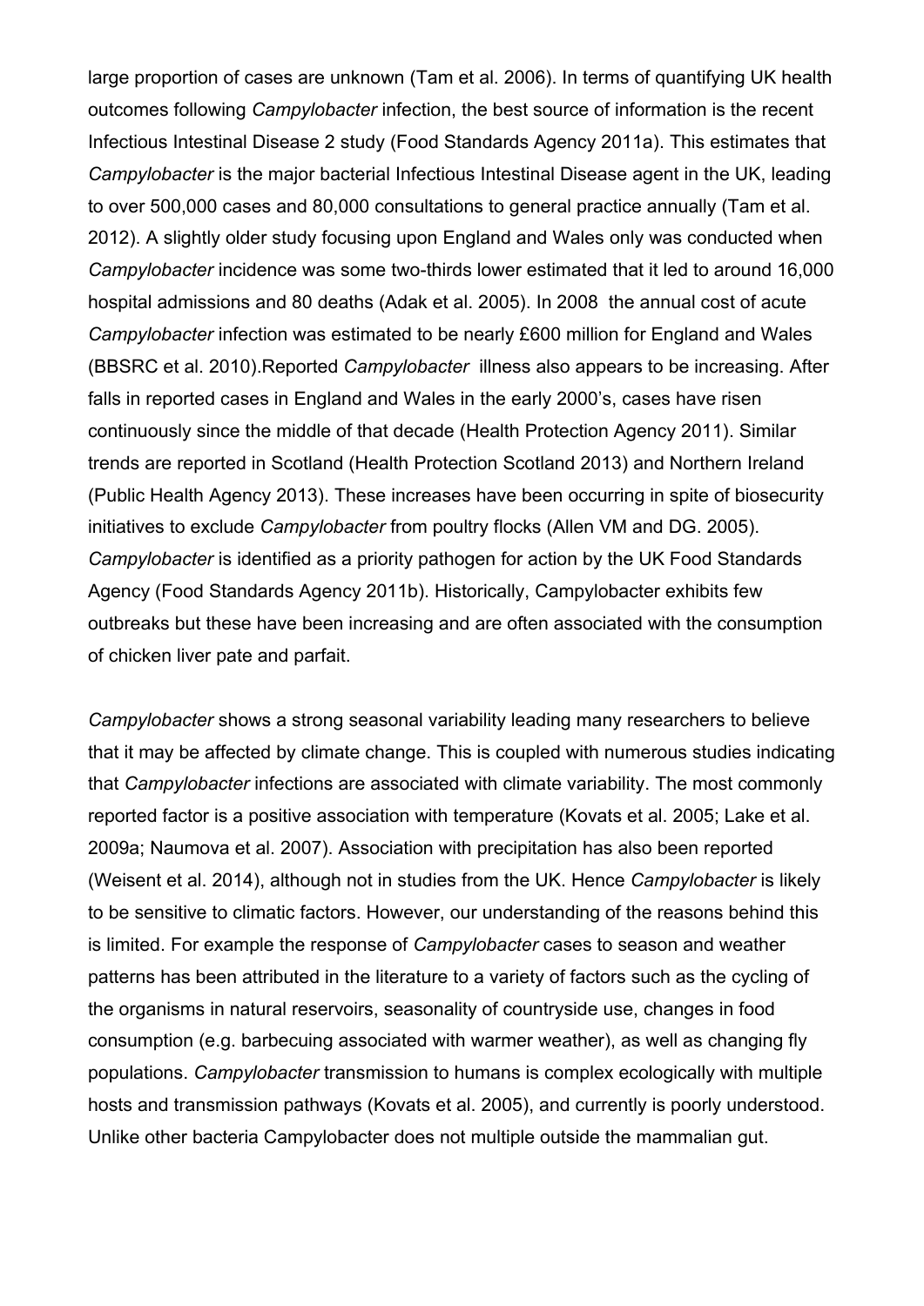large proportion of cases are unknown (Tam et al. 2006). In terms of quantifying UK health outcomes following *Campylobacter* infection, the best source of information is the recent Infectious Intestinal Disease 2 study (Food Standards Agency 2011a). This estimates that *Campylobacter* is the major bacterial Infectious Intestinal Disease agent in the UK, leading to over 500,000 cases and 80,000 consultations to general practice annually (Tam et al. 2012). A slightly older study focusing upon England and Wales only was conducted when *Campylobacter* incidence was some two-thirds lower estimated that it led to around 16,000 hospital admissions and 80 deaths (Adak et al. 2005). In 2008 the annual cost of acute *Campylobacter* infection was estimated to be nearly £600 million for England and Wales (BBSRC et al. 2010).Reported *Campylobacter* illness also appears to be increasing. After falls in reported cases in England and Wales in the early 2000's, cases have risen continuously since the middle of that decade (Health Protection Agency 2011). Similar trends are reported in Scotland (Health Protection Scotland 2013) and Northern Ireland (Public Health Agency 2013). These increases have been occurring in spite of biosecurity initiatives to exclude *Campylobacter* from poultry flocks (Allen VM and DG. 2005). *Campylobacter* is identified as a priority pathogen for action by the UK Food Standards Agency (Food Standards Agency 2011b). Historically, Campylobacter exhibits few outbreaks but these have been increasing and are often associated with the consumption of chicken liver pate and parfait.

*Campylobacter* shows a strong seasonal variability leading many researchers to believe that it may be affected by climate change. This is coupled with numerous studies indicating that *Campylobacter* infections are associated with climate variability. The most commonly reported factor is a positive association with temperature (Kovats et al. 2005; Lake et al. 2009a; Naumova et al. 2007). Association with precipitation has also been reported (Weisent et al. 2014), although not in studies from the UK. Hence *Campylobacter* is likely to be sensitive to climatic factors. However, our understanding of the reasons behind this is limited. For example the response of *Campylobacter* cases to season and weather patterns has been attributed in the literature to a variety of factors such as the cycling of the organisms in natural reservoirs, seasonality of countryside use, changes in food consumption (e.g. barbecuing associated with warmer weather), as well as changing fly populations. *Campylobacter* transmission to humans is complex ecologically with multiple hosts and transmission pathways (Kovats et al. 2005), and currently is poorly understood. Unlike other bacteria Campylobacter does not multiple outside the mammalian gut.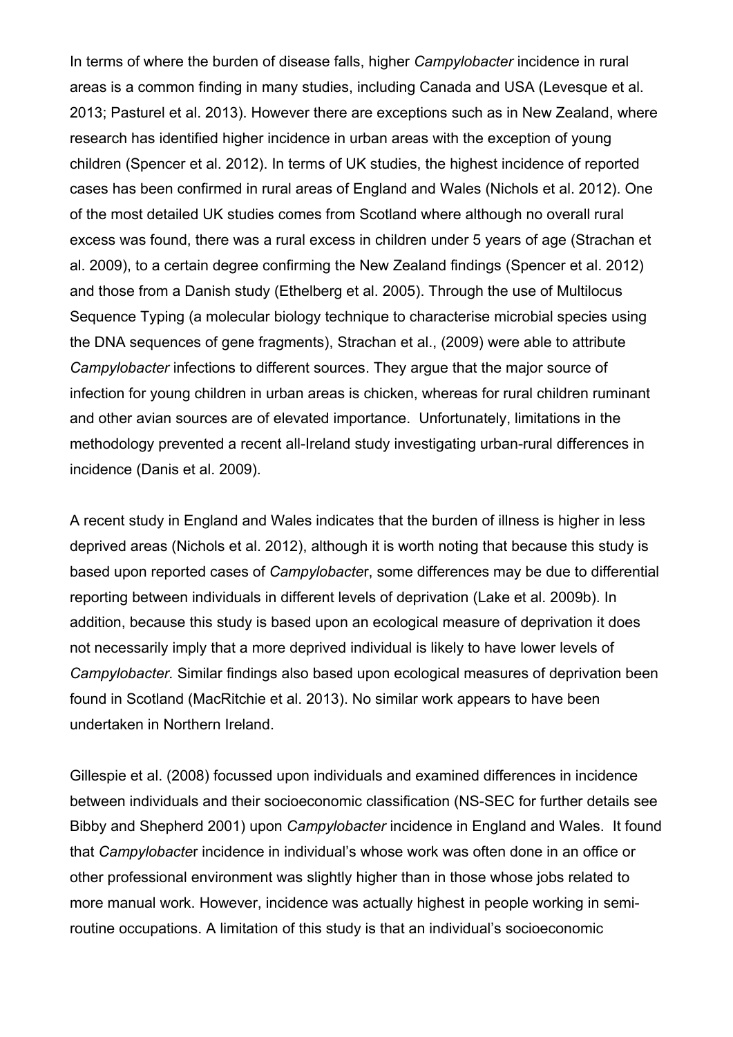In terms of where the burden of disease falls, higher *Campylobacter* incidence in rural areas is a common finding in many studies, including Canada and USA (Levesque et al. 2013; Pasturel et al. 2013). However there are exceptions such as in New Zealand, where research has identified higher incidence in urban areas with the exception of young children (Spencer et al. 2012). In terms of UK studies, the highest incidence of reported cases has been confirmed in rural areas of England and Wales (Nichols et al. 2012). One of the most detailed UK studies comes from Scotland where although no overall rural excess was found, there was a rural excess in children under 5 years of age (Strachan et al. 2009), to a certain degree confirming the New Zealand findings (Spencer et al. 2012) and those from a Danish study (Ethelberg et al. 2005). Through the use of Multilocus Sequence Typing (a molecular biology technique to characterise microbial species using the DNA sequences of gene fragments), Strachan et al., (2009) were able to attribute *Campylobacter* infections to different sources. They argue that the major source of infection for young children in urban areas is chicken, whereas for rural children ruminant and other avian sources are of elevated importance. Unfortunately, limitations in the methodology prevented a recent all-Ireland study investigating urban-rural differences in incidence (Danis et al. 2009).

A recent study in England and Wales indicates that the burden of illness is higher in less deprived areas (Nichols et al. 2012), although it is worth noting that because this study is based upon reported cases of *Campylobacte*r, some differences may be due to differential reporting between individuals in different levels of deprivation (Lake et al. 2009b). In addition, because this study is based upon an ecological measure of deprivation it does not necessarily imply that a more deprived individual is likely to have lower levels of *Campylobacter.* Similar findings also based upon ecological measures of deprivation been found in Scotland (MacRitchie et al. 2013). No similar work appears to have been undertaken in Northern Ireland.

Gillespie et al. (2008) focussed upon individuals and examined differences in incidence between individuals and their socioeconomic classification (NS-SEC for further details see Bibby and Shepherd 2001) upon *Campylobacter* incidence in England and Wales. It found that *Campylobacte*r incidence in individual's whose work was often done in an office or other professional environment was slightly higher than in those whose jobs related to more manual work. However, incidence was actually highest in people working in semi-routine occupations. A limitation of this study is that an individual's socioeconomic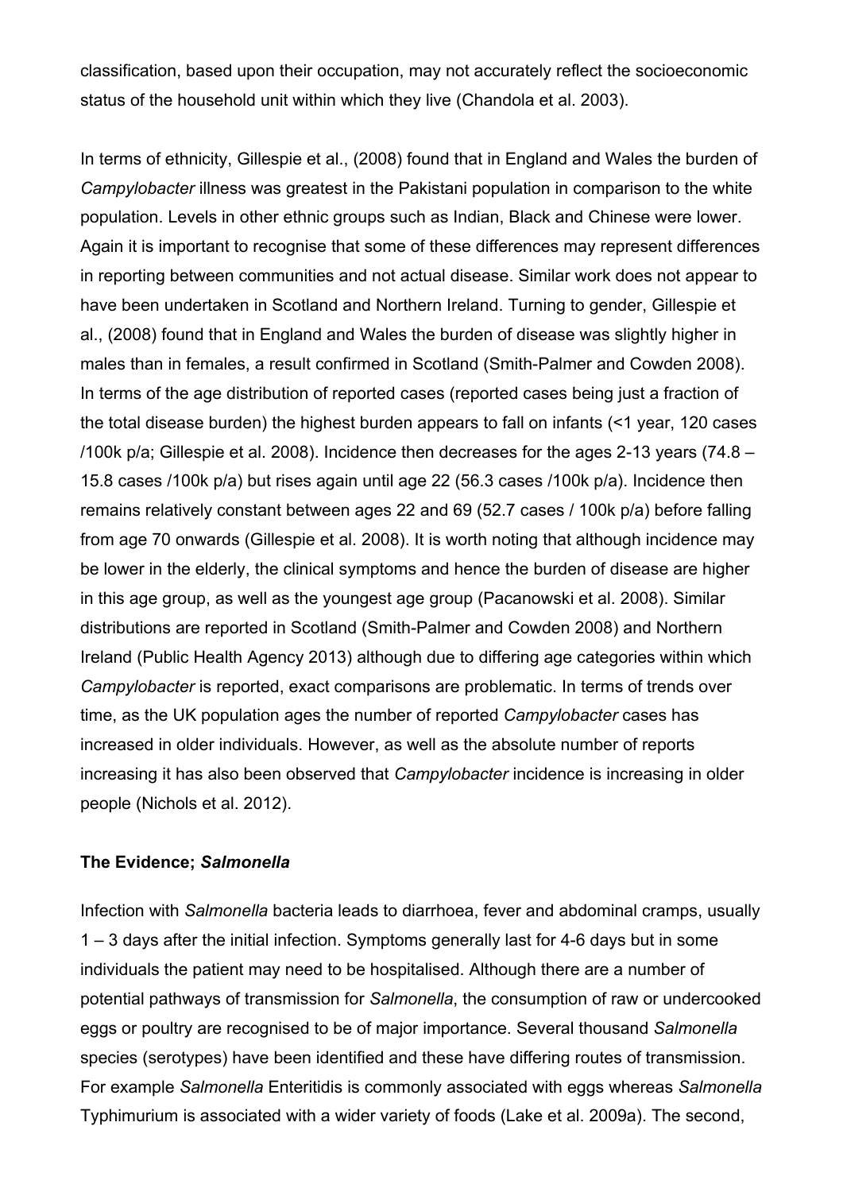classification, based upon their occupation, may not accurately reflect the socioeconomic status of the household unit within which they live (Chandola et al. 2003).

In terms of ethnicity, Gillespie et al., (2008) found that in England and Wales the burden of *Campylobacter* illness was greatest in the Pakistani population in comparison to the white population. Levels in other ethnic groups such as Indian, Black and Chinese were lower. Again it is important to recognise that some of these differences may represent differences in reporting between communities and not actual disease. Similar work does not appear to have been undertaken in Scotland and Northern Ireland. Turning to gender, Gillespie et al., (2008) found that in England and Wales the burden of disease was slightly higher in males than in females, a result confirmed in Scotland (Smith-Palmer and Cowden 2008). In terms of the age distribution of reported cases (reported cases being just a fraction of the total disease burden) the highest burden appears to fall on infants (<1 year, 120 cases /100k p/a; Gillespie et al. 2008). Incidence then decreases for the ages 2-13 years (74.8 – 15.8 cases /100k p/a) but rises again until age 22 (56.3 cases /100k p/a). Incidence then remains relatively constant between ages 22 and 69 (52.7 cases / 100k p/a) before falling from age 70 onwards (Gillespie et al. 2008). It is worth noting that although incidence may be lower in the elderly, the clinical symptoms and hence the burden of disease are higher in this age group, as well as the youngest age group (Pacanowski et al. 2008). Similar distributions are reported in Scotland (Smith-Palmer and Cowden 2008) and Northern Ireland (Public Health Agency 2013) although due to differing age categories within which *Campylobacter* is reported, exact comparisons are problematic. In terms of trends over time, as the UK population ages the number of reported *Campylobacter* cases has increased in older individuals. However, as well as the absolute number of reports increasing it has also been observed that *Campylobacter* incidence is increasing in older people (Nichols et al. 2012).

### The Evidence; *Salmonella*

Infection with *Salmonella* bacteria leads to diarrhoea, fever and abdominal cramps, usually 1 – 3 days after the initial infection. Symptoms generally last for 4-6 days but in some individuals the patient may need to be hospitalised. Although there are a number of potential pathways of transmission for *Salmonella*, the consumption of raw or undercooked eggs or poultry are recognised to be of major importance. Several thousand *Salmonella* species (serotypes) have been identified and these have differing routes of transmission. For example *Salmonella* Enteritidis is commonly associated with eggs whereas *Salmonella* Typhimurium is associated with a wider variety of foods (Lake et al. 2009a). The second,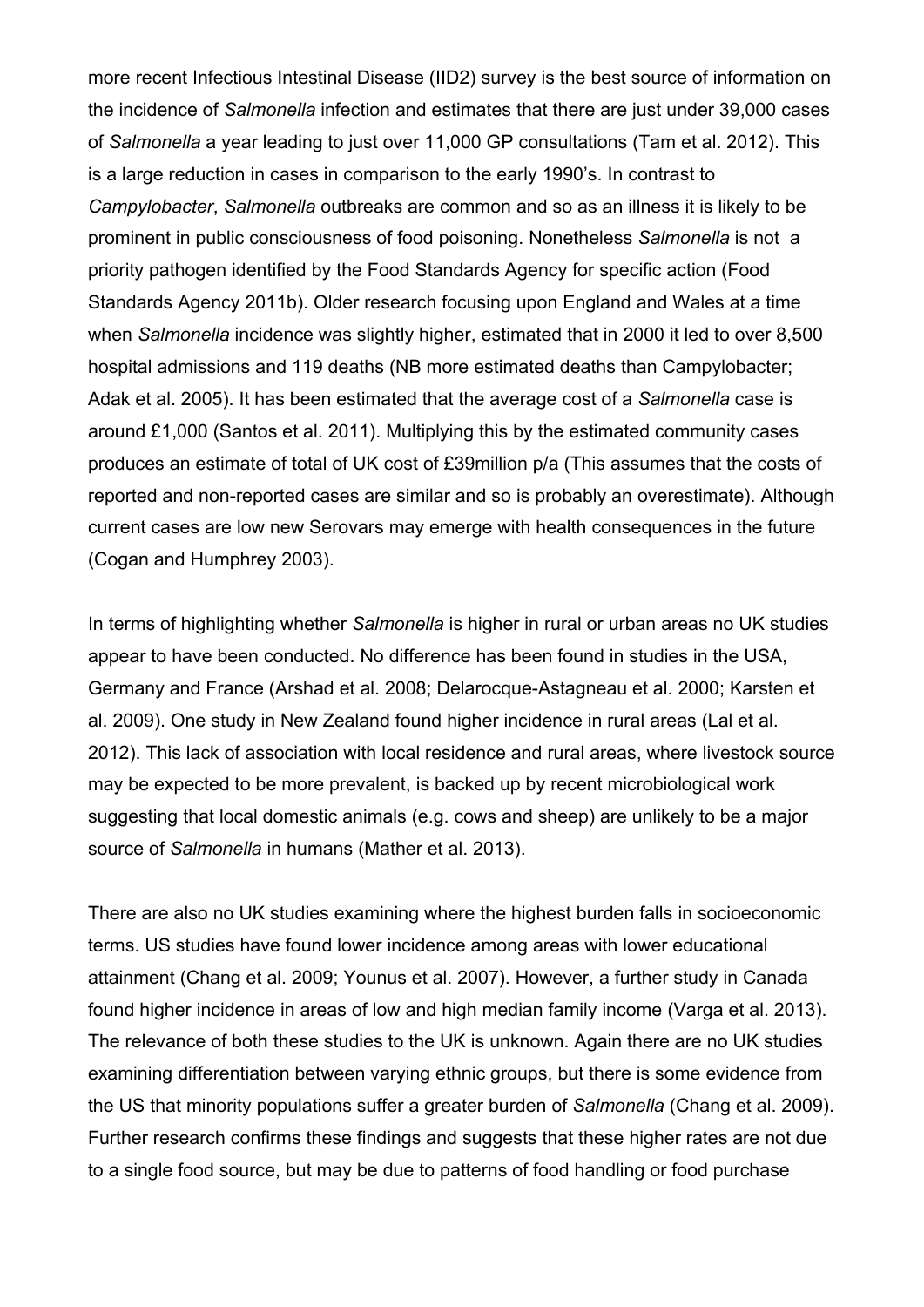more recent Infectious Intestinal Disease (IID2) survey is the best source of information on the incidence of *Salmonella* infection and estimates that there are just under 39,000 cases of *Salmonella* a year leading to just over 11,000 GP consultations (Tam et al. 2012). This is a large reduction in cases in comparison to the early 1990's. In contrast to *Campylobacter*, *Salmonella* outbreaks are common and so as an illness it is likely to be prominent in public consciousness of food poisoning. Nonetheless *Salmonella* is not a priority pathogen identified by the Food Standards Agency for specific action (Food Standards Agency 2011b). Older research focusing upon England and Wales at a time when *Salmonella* incidence was slightly higher, estimated that in 2000 it led to over 8,500 hospital admissions and 119 deaths (NB more estimated deaths than Campylobacter; Adak et al. 2005). It has been estimated that the average cost of a *Salmonella* case is around £1,000 (Santos et al. 2011). Multiplying this by the estimated community cases produces an estimate of total of UK cost of £39million p/a (This assumes that the costs of reported and non-reported cases are similar and so is probably an overestimate). Although current cases are low new Serovars may emerge with health consequences in the future (Cogan and Humphrey 2003).

In terms of highlighting whether *Salmonella* is higher in rural or urban areas no UK studies appear to have been conducted. No difference has been found in studies in the USA, Germany and France (Arshad et al. 2008; Delarocque-Astagneau et al. 2000; Karsten et al. 2009). One study in New Zealand found higher incidence in rural areas (Lal et al. 2012). This lack of association with local residence and rural areas, where livestock source may be expected to be more prevalent, is backed up by recent microbiological work suggesting that local domestic animals (e.g. cows and sheep) are unlikely to be a major source of *Salmonella* in humans (Mather et al. 2013).

There are also no UK studies examining where the highest burden falls in socioeconomic terms. US studies have found lower incidence among areas with lower educational attainment (Chang et al. 2009; Younus et al. 2007). However, a further study in Canada found higher incidence in areas of low and high median family income (Varga et al. 2013). The relevance of both these studies to the UK is unknown. Again there are no UK studies examining differentiation between varying ethnic groups, but there is some evidence from the US that minority populations suffer a greater burden of *Salmonella* (Chang et al. 2009). Further research confirms these findings and suggests that these higher rates are not due to a single food source, but may be due to patterns of food handling or food purchase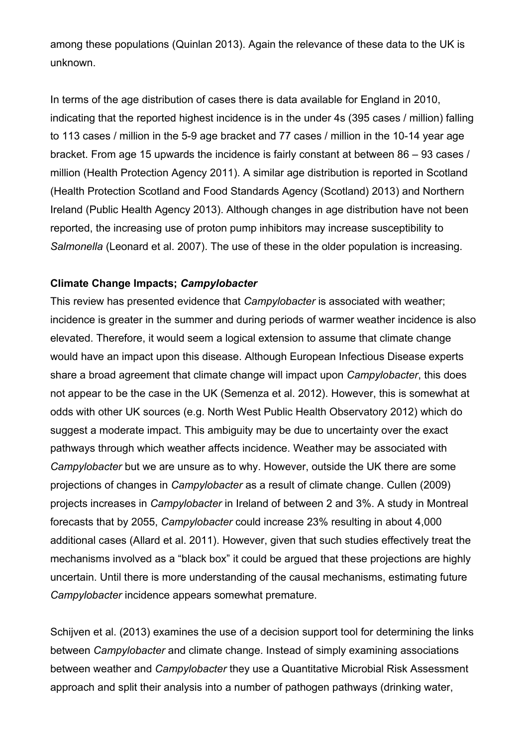among these populations (Quinlan 2013). Again the relevance of these data to the UK is unknown.

In terms of the age distribution of cases there is data available for England in 2010, indicating that the reported highest incidence is in the under 4s (395 cases / million) falling to 113 cases / million in the 5-9 age bracket and 77 cases / million in the 10-14 year age bracket. From age 15 upwards the incidence is fairly constant at between 86 – 93 cases / million (Health Protection Agency 2011). A similar age distribution is reported in Scotland (Health Protection Scotland and Food Standards Agency (Scotland) 2013) and Northern Ireland (Public Health Agency 2013). Although changes in age distribution have not been reported, the increasing use of proton pump inhibitors may increase susceptibility to *Salmonella* (Leonard et al. 2007). The use of these in the older population is increasing.

**Climate Change Impacts; *Campylobacter***

This review has presented evidence that *Campylobacter* is associated with weather; incidence is greater in the summer and during periods of warmer weather incidence is also elevated. Therefore, it would seem a logical extension to assume that climate change would have an impact upon this disease. Although European Infectious Disease experts share a broad agreement that climate change will impact upon *Campylobacter*, this does not appear to be the case in the UK (Semenza et al. 2012). However, this is somewhat at odds with other UK sources (e.g. North West Public Health Observatory 2012) which do suggest a moderate impact. This ambiguity may be due to uncertainty over the exact pathways through which weather affects incidence. Weather may be associated with *Campylobacter* but we are unsure as to why. However, outside the UK there are some projections of changes in *Campylobacter* as a result of climate change. Cullen (2009) projects increases in *Campylobacter* in Ireland of between 2 and 3%. A study in Montreal forecasts that by 2055, *Campylobacter* could increase 23% resulting in about 4,000 additional cases (Allard et al. 2011). However, given that such studies effectively treat the mechanisms involved as a "black box" it could be argued that these projections are highly uncertain. Until there is more understanding of the causal mechanisms, estimating future *Campylobacter* incidence appears somewhat premature.

Schijven et al. (2013) examines the use of a decision support tool for determining the links between *Campylobacter* and climate change. Instead of simply examining associations between weather and *Campylobacter* they use a Quantitative Microbial Risk Assessment approach and split their analysis into a number of pathogen pathways (drinking water,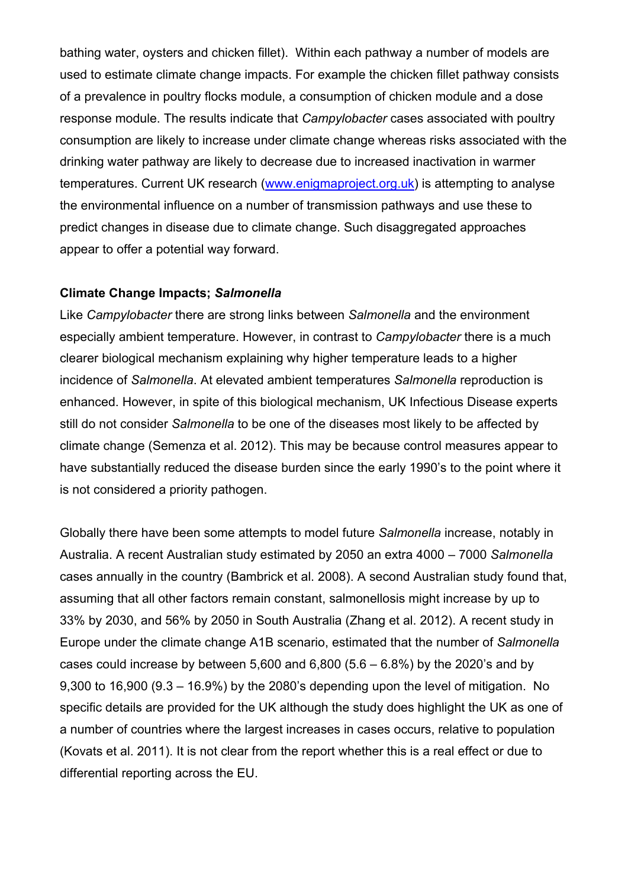bathing water, oysters and chicken fillet). Within each pathway a number of models are used to estimate climate change impacts. For example the chicken fillet pathway consists of a prevalence in poultry flocks module, a consumption of chicken module and a dose response module. The results indicate that *Campylobacter* cases associated with poultry consumption are likely to increase under climate change whereas risks associated with the drinking water pathway are likely to decrease due to increased inactivation in warmer temperatures. Current UK research (www.enigmaproject.org.uk) is attempting to analyse the environmental influence on a number of transmission pathways and use these to predict changes in disease due to climate change. Such disaggregated approaches appear to offer a potential way forward.

**Climate Change Impacts; *Salmonella***

Like *Campylobacter* there are strong links between *Salmonella* and the environment especially ambient temperature. However, in contrast to *Campylobacter* there is a much clearer biological mechanism explaining why higher temperature leads to a higher incidence of *Salmonella*. At elevated ambient temperatures *Salmonella* reproduction is enhanced. However, in spite of this biological mechanism, UK Infectious Disease experts still do not consider *Salmonella* to be one of the diseases most likely to be affected by climate change (Semenza et al. 2012). This may be because control measures appear to have substantially reduced the disease burden since the early 1990's to the point where it is not considered a priority pathogen.

Globally there have been some attempts to model future *Salmonella* increase, notably in Australia. A recent Australian study estimated by 2050 an extra 4000 – 7000 *Salmonella* cases annually in the country (Bambrick et al. 2008). A second Australian study found that, assuming that all other factors remain constant, salmonellosis might increase by up to 33% by 2030, and 56% by 2050 in South Australia (Zhang et al. 2012). A recent study in Europe under the climate change A1B scenario, estimated that the number of *Salmonella* cases could increase by between 5,600 and 6,800 (5.6 – 6.8%) by the 2020's and by 9,300 to 16,900 (9.3 – 16.9%) by the 2080's depending upon the level of mitigation. No specific details are provided for the UK although the study does highlight the UK as one of a number of countries where the largest increases in cases occurs, relative to population (Kovats et al. 2011). It is not clear from the report whether this is a real effect or due to differential reporting across the EU.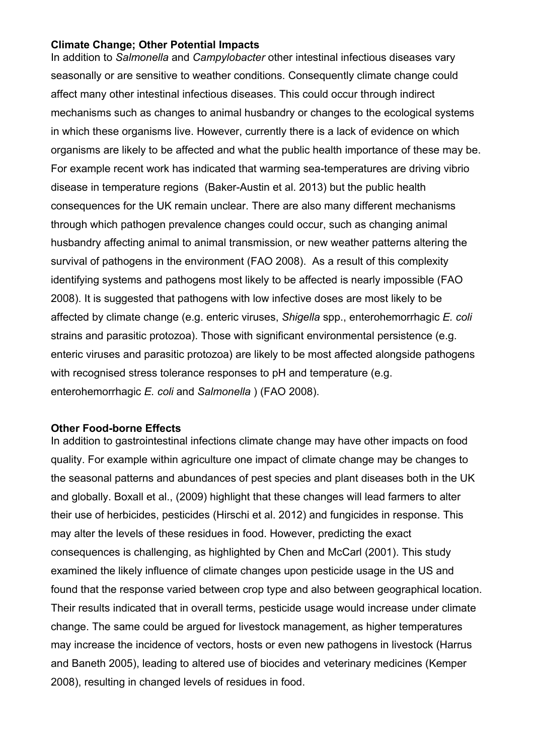**Climate Change; Other Potential Impacts**

In addition to *Salmonella* and *Campylobacter* other intestinal infectious diseases vary seasonally or are sensitive to weather conditions. Consequently climate change could affect many other intestinal infectious diseases. This could occur through indirect mechanisms such as changes to animal husbandry or changes to the ecological systems in which these organisms live. However, currently there is a lack of evidence on which organisms are likely to be affected and what the public health importance of these may be. For example recent work has indicated that warming sea-temperatures are driving vibrio disease in temperature regions (Baker-Austin et al. 2013) but the public health consequences for the UK remain unclear. There are also many different mechanisms through which pathogen prevalence changes could occur, such as changing animal husbandry affecting animal to animal transmission, or new weather patterns altering the survival of pathogens in the environment (FAO 2008). As a result of this complexity identifying systems and pathogens most likely to be affected is nearly impossible (FAO 2008). It is suggested that pathogens with low infective doses are most likely to be affected by climate change (e.g. enteric viruses, *Shigella* spp., enterohemorrhagic *E. coli* strains and parasitic protozoa). Those with significant environmental persistence (e.g. enteric viruses and parasitic protozoa) are likely to be most affected alongside pathogens with recognised stress tolerance responses to pH and temperature (e.g. enterohemorrhagic *E. coli* and *Salmonella* ) (FAO 2008).

**Other Food-borne Effects**

In addition to gastrointestinal infections climate change may have other impacts on food quality. For example within agriculture one impact of climate change may be changes to the seasonal patterns and abundances of pest species and plant diseases both in the UK and globally. Boxall et al., (2009) highlight that these changes will lead farmers to alter their use of herbicides, pesticides (Hirschi et al. 2012) and fungicides in response. This may alter the levels of these residues in food. However, predicting the exact consequences is challenging, as highlighted by Chen and McCarl (2001). This study examined the likely influence of climate changes upon pesticide usage in the US and found that the response varied between crop type and also between geographical location. Their results indicated that in overall terms, pesticide usage would increase under climate change. The same could be argued for livestock management, as higher temperatures may increase the incidence of vectors, hosts or even new pathogens in livestock (Harrus and Baneth 2005), leading to altered use of biocides and veterinary medicines (Kemper 2008), resulting in changed levels of residues in food.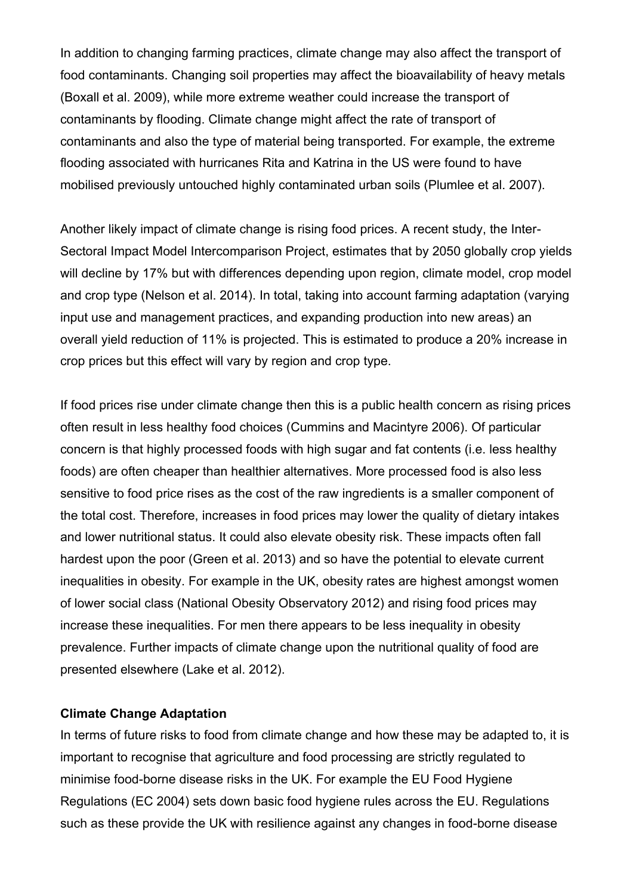In addition to changing farming practices, climate change may also affect the transport of food contaminants. Changing soil properties may affect the bioavailability of heavy metals (Boxall et al. 2009), while more extreme weather could increase the transport of contaminants by flooding. Climate change might affect the rate of transport of contaminants and also the type of material being transported. For example, the extreme flooding associated with hurricanes Rita and Katrina in the US were found to have mobilised previously untouched highly contaminated urban soils (Plumlee et al. 2007).

Another likely impact of climate change is rising food prices. A recent study, the Inter-Sectoral Impact Model Intercomparison Project, estimates that by 2050 globally crop yields will decline by 17% but with differences depending upon region, climate model, crop model and crop type (Nelson et al. 2014). In total, taking into account farming adaptation (varying input use and management practices, and expanding production into new areas) an overall yield reduction of 11% is projected. This is estimated to produce a 20% increase in crop prices but this effect will vary by region and crop type.

If food prices rise under climate change then this is a public health concern as rising prices often result in less healthy food choices (Cummins and Macintyre 2006). Of particular concern is that highly processed foods with high sugar and fat contents (i.e. less healthy foods) are often cheaper than healthier alternatives. More processed food is also less sensitive to food price rises as the cost of the raw ingredients is a smaller component of the total cost. Therefore, increases in food prices may lower the quality of dietary intakes and lower nutritional status. It could also elevate obesity risk. These impacts often fall hardest upon the poor (Green et al. 2013) and so have the potential to elevate current inequalities in obesity. For example in the UK, obesity rates are highest amongst women of lower social class (National Obesity Observatory 2012) and rising food prices may increase these inequalities. For men there appears to be less inequality in obesity prevalence. Further impacts of climate change upon the nutritional quality of food are presented elsewhere (Lake et al. 2012).

**Climate Change Adaptation**

In terms of future risks to food from climate change and how these may be adapted to, it is important to recognise that agriculture and food processing are strictly regulated to minimise food-borne disease risks in the UK. For example the EU Food Hygiene Regulations (EC 2004) sets down basic food hygiene rules across the EU. Regulations such as these provide the UK with resilience against any changes in food-borne disease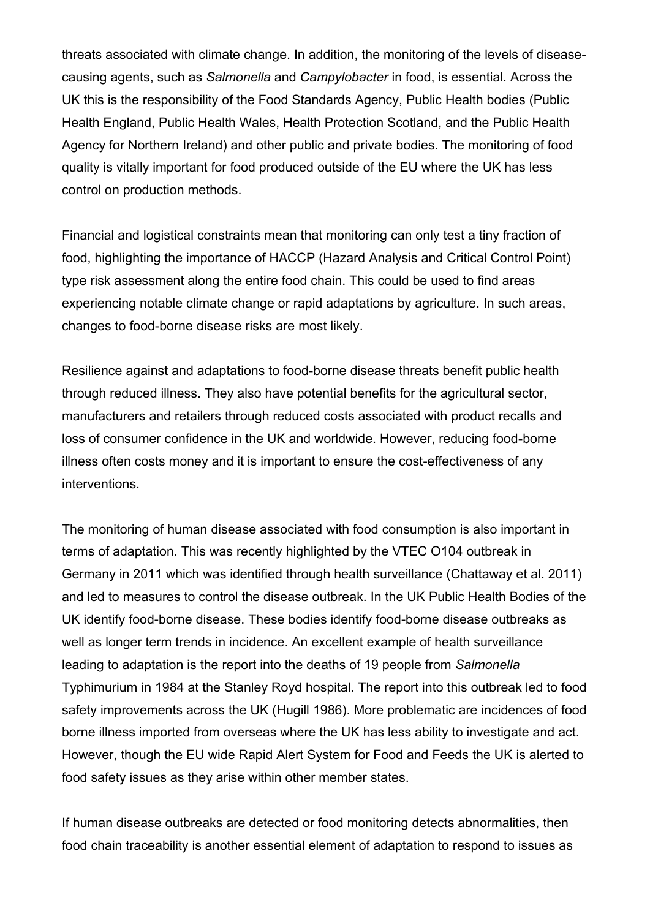threats associated with climate change. In addition, the monitoring of the levels of disease-causing agents, such as *Salmonella* and *Campylobacter* in food, is essential. Across the UK this is the responsibility of the Food Standards Agency, Public Health bodies (Public Health England, Public Health Wales, Health Protection Scotland, and the Public Health Agency for Northern Ireland) and other public and private bodies. The monitoring of food quality is vitally important for food produced outside of the EU where the UK has less control on production methods.

Financial and logistical constraints mean that monitoring can only test a tiny fraction of food, highlighting the importance of HACCP (Hazard Analysis and Critical Control Point) type risk assessment along the entire food chain. This could be used to find areas experiencing notable climate change or rapid adaptations by agriculture. In such areas, changes to food-borne disease risks are most likely.

Resilience against and adaptations to food-borne disease threats benefit public health through reduced illness. They also have potential benefits for the agricultural sector, manufacturers and retailers through reduced costs associated with product recalls and loss of consumer confidence in the UK and worldwide. However, reducing food-borne illness often costs money and it is important to ensure the cost-effectiveness of any interventions.

The monitoring of human disease associated with food consumption is also important in terms of adaptation. This was recently highlighted by the VTEC O104 outbreak in Germany in 2011 which was identified through health surveillance (Chattaway et al. 2011) and led to measures to control the disease outbreak. In the UK Public Health Bodies of the UK identify food-borne disease. These bodies identify food-borne disease outbreaks as well as longer term trends in incidence. An excellent example of health surveillance leading to adaptation is the report into the deaths of 19 people from *Salmonella* Typhimurium in 1984 at the Stanley Royd hospital. The report into this outbreak led to food safety improvements across the UK (Hugill 1986). More problematic are incidences of food borne illness imported from overseas where the UK has less ability to investigate and act. However, though the EU wide Rapid Alert System for Food and Feeds the UK is alerted to food safety issues as they arise within other member states.

If human disease outbreaks are detected or food monitoring detects abnormalities, then food chain traceability is another essential element of adaptation to respond to issues as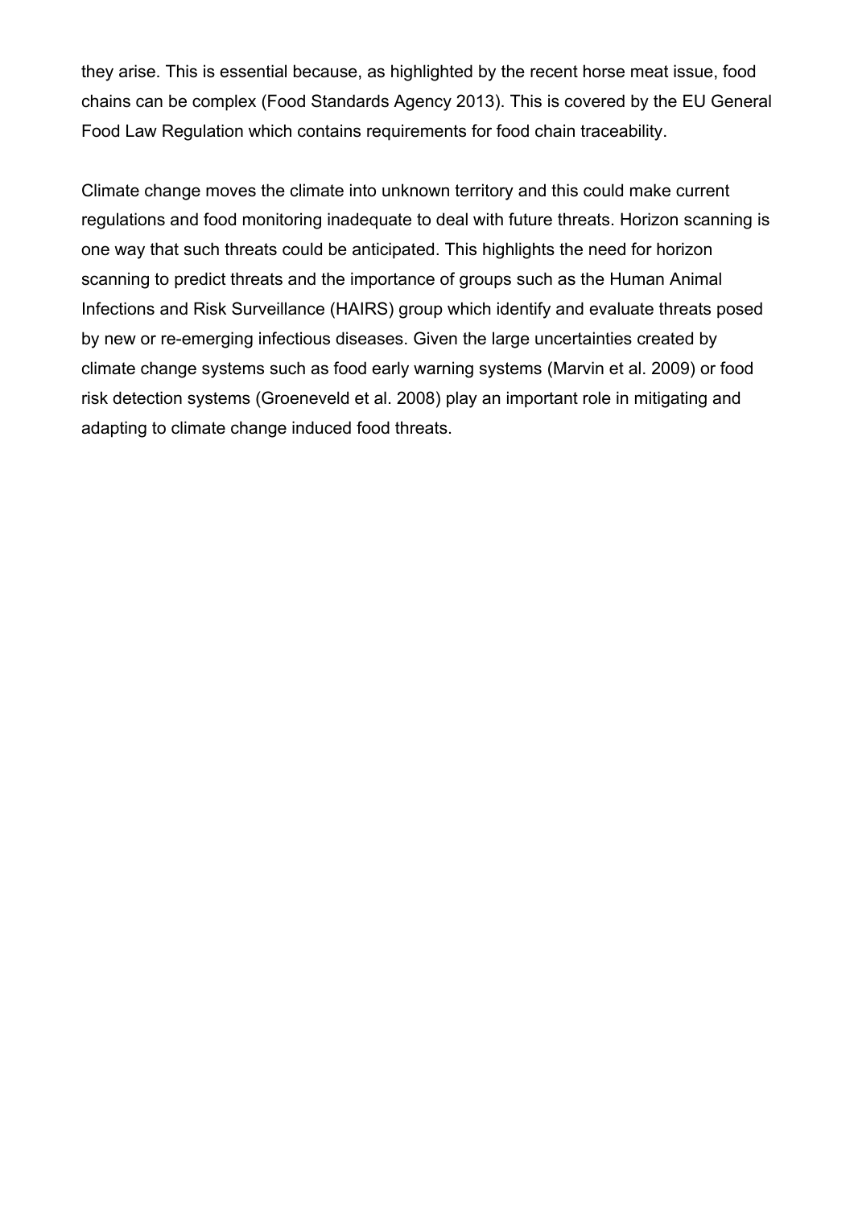they arise. This is essential because, as highlighted by the recent horse meat issue, food chains can be complex (Food Standards Agency 2013). This is covered by the EU General Food Law Regulation which contains requirements for food chain traceability.

Climate change moves the climate into unknown territory and this could make current regulations and food monitoring inadequate to deal with future threats. Horizon scanning is one way that such threats could be anticipated. This highlights the need for horizon scanning to predict threats and the importance of groups such as the Human Animal Infections and Risk Surveillance (HAIRS) group which identify and evaluate threats posed by new or re-emerging infectious diseases. Given the large uncertainties created by climate change systems such as food early warning systems (Marvin et al. 2009) or food risk detection systems (Groeneveld et al. 2008) play an important role in mitigating and adapting to climate change induced food threats.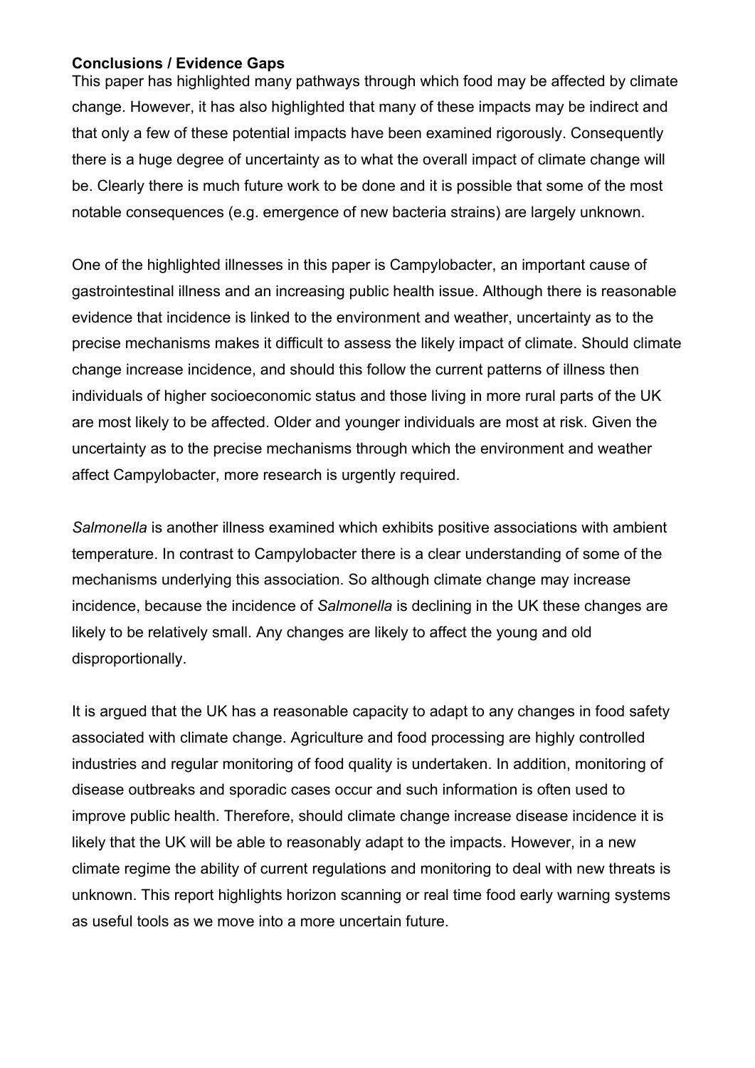**Conclusions / Evidence Gaps**

This paper has highlighted many pathways through which food may be affected by climate change. However, it has also highlighted that many of these impacts may be indirect and that only a few of these potential impacts have been examined rigorously. Consequently there is a huge degree of uncertainty as to what the overall impact of climate change will be. Clearly there is much future work to be done and it is possible that some of the most notable consequences (e.g. emergence of new bacteria strains) are largely unknown.

One of the highlighted illnesses in this paper is Campylobacter, an important cause of gastrointestinal illness and an increasing public health issue. Although there is reasonable evidence that incidence is linked to the environment and weather, uncertainty as to the precise mechanisms makes it difficult to assess the likely impact of climate. Should climate change increase incidence, and should this follow the current patterns of illness then individuals of higher socioeconomic status and those living in more rural parts of the UK are most likely to be affected. Older and younger individuals are most at risk. Given the uncertainty as to the precise mechanisms through which the environment and weather affect Campylobacter, more research is urgently required.

*Salmonella* is another illness examined which exhibits positive associations with ambient temperature. In contrast to Campylobacter there is a clear understanding of some of the mechanisms underlying this association. So although climate change may increase incidence, because the incidence of *Salmonella* is declining in the UK these changes are likely to be relatively small. Any changes are likely to affect the young and old disproportionally.

It is argued that the UK has a reasonable capacity to adapt to any changes in food safety associated with climate change. Agriculture and food processing are highly controlled industries and regular monitoring of food quality is undertaken. In addition, monitoring of disease outbreaks and sporadic cases occur and such information is often used to improve public health. Therefore, should climate change increase disease incidence it is likely that the UK will be able to reasonably adapt to the impacts. However, in a new climate regime the ability of current regulations and monitoring to deal with new threats is unknown. This report highlights horizon scanning or real time food early warning systems as useful tools as we move into a more uncertain future.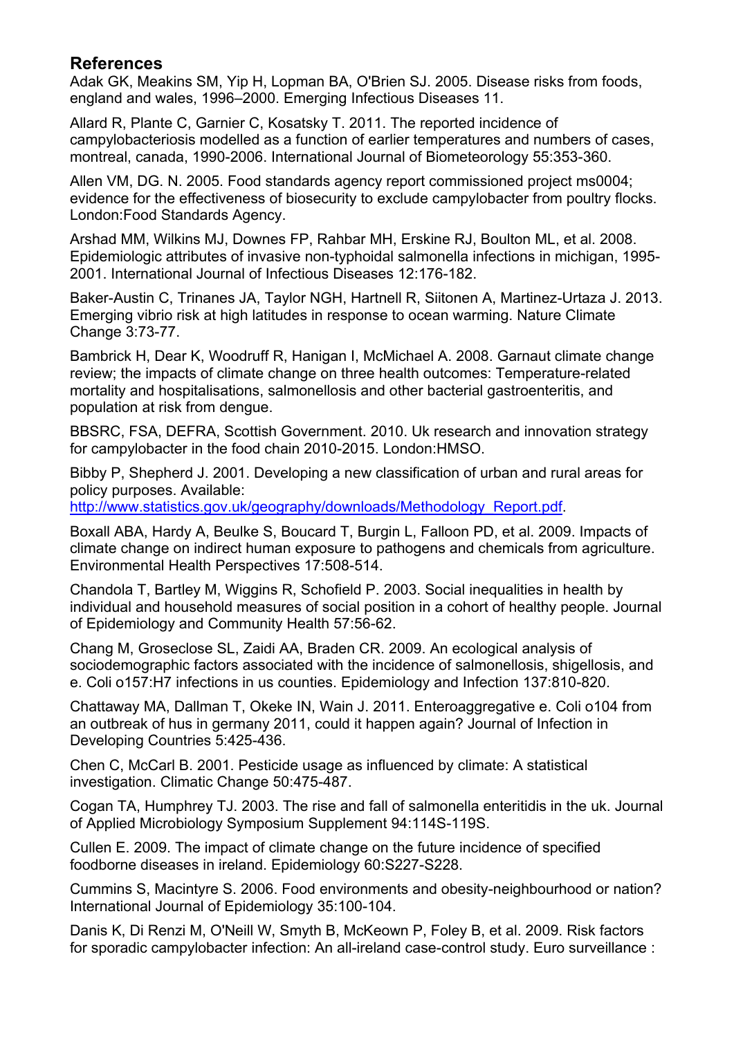## References

Adak GK, Meakins SM, Yip H, Lopman BA, O'Brien SJ. 2005. Disease risks from foods, england and wales, 1996–2000. Emerging Infectious Diseases 11.

Allard R, Plante C, Garnier C, Kosatsky T. 2011. The reported incidence of campylobacteriosis modelled as a function of earlier temperatures and numbers of cases, montreal, canada, 1990-2006. International Journal of Biometeorology 55:353-360.

Allen VM, DG. N. 2005. Food standards agency report commissioned project ms0004; evidence for the effectiveness of biosecurity to exclude campylobacter from poultry flocks. London:Food Standards Agency.

Arshad MM, Wilkins MJ, Downes FP, Rahbar MH, Erskine RJ, Boulton ML, et al. 2008. Epidemiologic attributes of invasive non-typhoidal salmonella infections in michigan, 1995-2001. International Journal of Infectious Diseases 12:176-182.

Baker-Austin C, Trinanes JA, Taylor NGH, Hartnell R, Siitonen A, Martinez-Urtaza J. 2013. Emerging vibrio risk at high latitudes in response to ocean warming. Nature Climate Change 3:73-77.

Bambrick H, Dear K, Woodruff R, Hanigan I, McMichael A. 2008. Garnaut climate change review; the impacts of climate change on three health outcomes: Temperature-related mortality and hospitalisations, salmonellosis and other bacterial gastroenteritis, and population at risk from dengue.

BBSRC, FSA, DEFRA, Scottish Government. 2010. Uk research and innovation strategy for campylobacter in the food chain 2010-2015. London:HMSO.

Bibby P, Shepherd J. 2001. Developing a new classification of urban and rural areas for policy purposes. Available: [http://www.statistics.gov.uk/geography/downloads/Methodology_Report.pdf](http://www.statistics.gov.uk/geography/downloads/Methodology_Report.pdf).

Boxall ABA, Hardy A, Beulke S, Boucard T, Burgin L, Falloon PD, et al. 2009. Impacts of climate change on indirect human exposure to pathogens and chemicals from agriculture. Environmental Health Perspectives 17:508-514.

Chandola T, Bartley M, Wiggins R, Schofield P. 2003. Social inequalities in health by individual and household measures of social position in a cohort of healthy people. Journal of Epidemiology and Community Health 57:56-62.

Chang M, Groseclose SL, Zaidi AA, Braden CR. 2009. An ecological analysis of sociodemographic factors associated with the incidence of salmonellosis, shigellosis, and e. Coli o157:H7 infections in us counties. Epidemiology and Infection 137:810-820.

Chattaway MA, Dallman T, Okeke IN, Wain J. 2011. Enteroaggregative e. Coli o104 from an outbreak of hus in germany 2011, could it happen again? Journal of Infection in Developing Countries 5:425-436.

Chen C, McCarl B. 2001. Pesticide usage as influenced by climate: A statistical investigation. Climatic Change 50:475-487.

Cogan TA, Humphrey TJ. 2003. The rise and fall of salmonella enteritidis in the uk. Journal of Applied Microbiology Symposium Supplement 94:114S-119S.

Cullen E. 2009. The impact of climate change on the future incidence of specified foodborne diseases in ireland. Epidemiology 60:S227-S228.

Cummins S, Macintyre S. 2006. Food environments and obesity-neighbourhood or nation? International Journal of Epidemiology 35:100-104.

Danis K, Di Renzi M, O'Neill W, Smyth B, McKeown P, Foley B, et al. 2009. Risk factors for sporadic campylobacter infection: An all-ireland case-control study. Euro surveillance :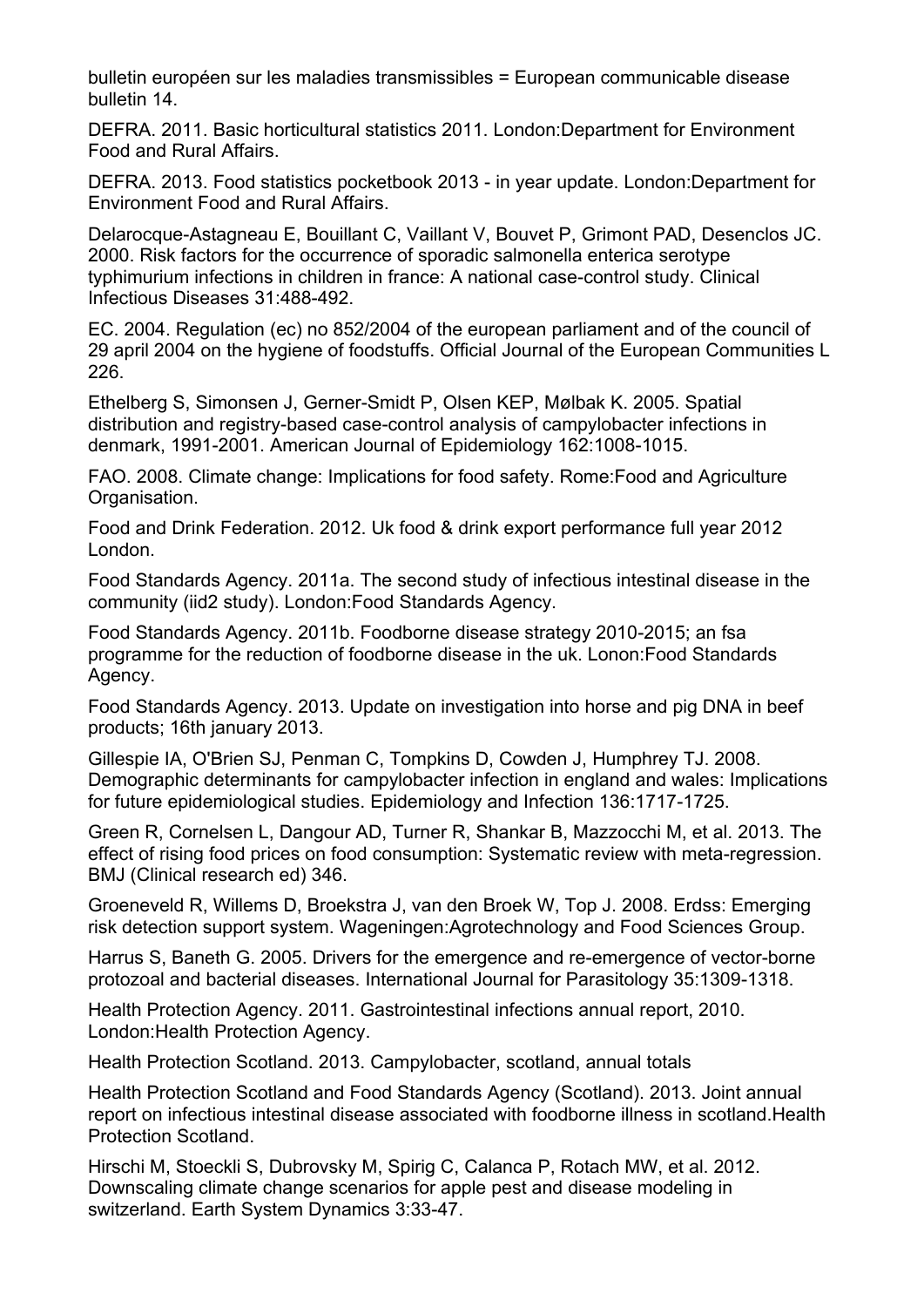bulletin européen sur les maladies transmissibles = European communicable disease bulletin 14.

DEFRA. 2011. Basic horticultural statistics 2011. London:Department for Environment Food and Rural Affairs.

DEFRA. 2013. Food statistics pocketbook 2013 - in year update. London:Department for Environment Food and Rural Affairs.

Delarocque-Astagneau E, Bouillant C, Vaillant V, Bouvet P, Grimont PAD, Desenclos JC. 2000. Risk factors for the occurrence of sporadic salmonella enterica serotype typhimurium infections in children in france: A national case-control study. Clinical Infectious Diseases 31:488-492.

EC. 2004. Regulation (ec) no 852/2004 of the european parliament and of the council of 29 april 2004 on the hygiene of foodstuffs. Official Journal of the European Communities L 226.

Ethelberg S, Simonsen J, Gerner-Smidt P, Olsen KEP, Mølbak K. 2005. Spatial distribution and registry-based case-control analysis of campylobacter infections in denmark, 1991-2001. American Journal of Epidemiology 162:1008-1015.

FAO. 2008. Climate change: Implications for food safety. Rome:Food and Agriculture Organisation.

Food and Drink Federation. 2012. Uk food & drink export performance full year 2012 London.

Food Standards Agency. 2011a. The second study of infectious intestinal disease in the community (iid2 study). London:Food Standards Agency.

Food Standards Agency. 2011b. Foodborne disease strategy 2010-2015; an fsa programme for the reduction of foodborne disease in the uk. Lonon:Food Standards Agency.

Food Standards Agency. 2013. Update on investigation into horse and pig DNA in beef products; 16th january 2013.

Gillespie IA, O'Brien SJ, Penman C, Tompkins D, Cowden J, Humphrey TJ. 2008. Demographic determinants for campylobacter infection in england and wales: Implications for future epidemiological studies. Epidemiology and Infection 136:1717-1725.

Green R, Cornelsen L, Dangour AD, Turner R, Shankar B, Mazzocchi M, et al. 2013. The effect of rising food prices on food consumption: Systematic review with meta-regression. BMJ (Clinical research ed) 346.

Groeneveld R, Willems D, Broekstra J, van den Broek W, Top J. 2008. Erdss: Emerging risk detection support system. Wageningen:Agrotechnology and Food Sciences Group.

Harrus S, Baneth G. 2005. Drivers for the emergence and re-emergence of vector-borne protozoal and bacterial diseases. International Journal for Parasitology 35:1309-1318.

Health Protection Agency. 2011. Gastrointestinal infections annual report, 2010. London:Health Protection Agency.

Health Protection Scotland. 2013. Campylobacter, scotland, annual totals

Health Protection Scotland and Food Standards Agency (Scotland). 2013. Joint annual report on infectious intestinal disease associated with foodborne illness in scotland.Health Protection Scotland.

Hirschi M, Stoeckli S, Dubrovsky M, Spirig C, Calanca P, Rotach MW, et al. 2012. Downscaling climate change scenarios for apple pest and disease modeling in switzerland. Earth System Dynamics 3:33-47.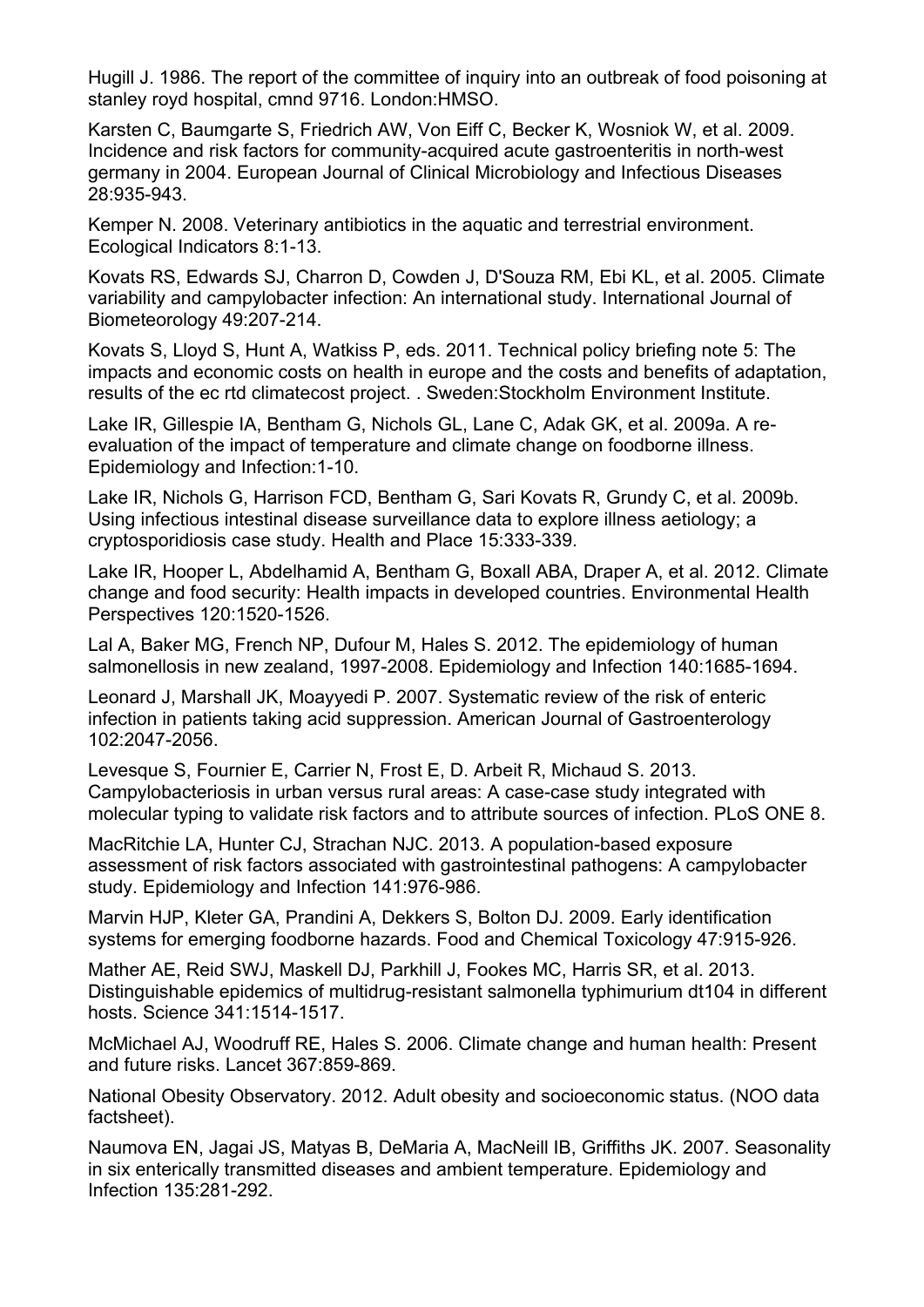Hugill J. 1986. The report of the committee of inquiry into an outbreak of food poisoning at stanley royd hospital, cmnd 9716. London:HMSO.

Karsten C, Baumgarte S, Friedrich AW, Von Eiff C, Becker K, Wosniok W, et al. 2009. Incidence and risk factors for community-acquired acute gastroenteritis in north-west germany in 2004. European Journal of Clinical Microbiology and Infectious Diseases 28:935-943.

Kemper N. 2008. Veterinary antibiotics in the aquatic and terrestrial environment. Ecological Indicators 8:1-13.

Kovats RS, Edwards SJ, Charron D, Cowden J, D'Souza RM, Ebi KL, et al. 2005. Climate variability and campylobacter infection: An international study. International Journal of Biometeorology 49:207-214.

Kovats S, Lloyd S, Hunt A, Watkiss P, eds. 2011. Technical policy briefing note 5: The impacts and economic costs on health in europe and the costs and benefits of adaptation, results of the ec rtd climatecost project. . Sweden:Stockholm Environment Institute.

Lake IR, Gillespie IA, Bentham G, Nichols GL, Lane C, Adak GK, et al. 2009a. A re-evaluation of the impact of temperature and climate change on foodborne illness. Epidemiology and Infection:1-10.

Lake IR, Nichols G, Harrison FCD, Bentham G, Sari Kovats R, Grundy C, et al. 2009b. Using infectious intestinal disease surveillance data to explore illness aetiology; a cryptosporidiosis case study. Health and Place 15:333-339.

Lake IR, Hooper L, Abdelhamid A, Bentham G, Boxall ABA, Draper A, et al. 2012. Climate change and food security: Health impacts in developed countries. Environmental Health Perspectives 120:1520-1526.

Lal A, Baker MG, French NP, Dufour M, Hales S. 2012. The epidemiology of human salmonellosis in new zealand, 1997-2008. Epidemiology and Infection 140:1685-1694.

Leonard J, Marshall JK, Moayyedi P. 2007. Systematic review of the risk of enteric infection in patients taking acid suppression. American Journal of Gastroenterology 102:2047-2056.

Levesque S, Fournier E, Carrier N, Frost E, D. Arbeit R, Michaud S. 2013. Campylobacteriosis in urban versus rural areas: A case-case study integrated with molecular typing to validate risk factors and to attribute sources of infection. PLoS ONE 8.

MacRitchie LA, Hunter CJ, Strachan NJC. 2013. A population-based exposure assessment of risk factors associated with gastrointestinal pathogens: A campylobacter study. Epidemiology and Infection 141:976-986.

Marvin HJP, Kleter GA, Prandini A, Dekkers S, Bolton DJ. 2009. Early identification systems for emerging foodborne hazards. Food and Chemical Toxicology 47:915-926.

Mather AE, Reid SWJ, Maskell DJ, Parkhill J, Fookes MC, Harris SR, et al. 2013. Distinguishable epidemics of multidrug-resistant salmonella typhimurium dt104 in different hosts. Science 341:1514-1517.

McMichael AJ, Woodruff RE, Hales S. 2006. Climate change and human health: Present and future risks. Lancet 367:859-869.

National Obesity Observatory. 2012. Adult obesity and socioeconomic status. (NOO data factsheet).

Naumova EN, Jagai JS, Matyas B, DeMaria A, MacNeill IB, Griffiths JK. 2007. Seasonality in six enterically transmitted diseases and ambient temperature. Epidemiology and Infection 135:281-292.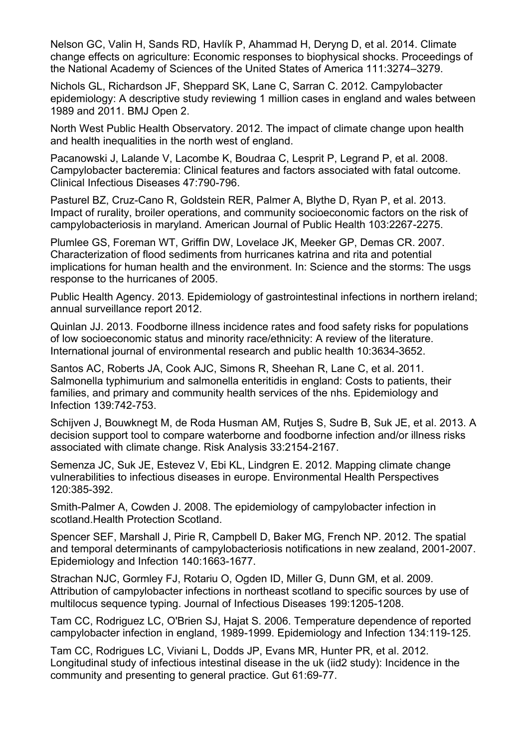Nelson GC, Valin H, Sands RD, Havlík P, Ahammad H, Deryng D, et al. 2014. Climate change effects on agriculture: Economic responses to biophysical shocks. Proceedings of the National Academy of Sciences of the United States of America 111:3274–3279.

Nichols GL, Richardson JF, Sheppard SK, Lane C, Sarran C. 2012. Campylobacter epidemiology: A descriptive study reviewing 1 million cases in england and wales between 1989 and 2011. BMJ Open 2.

North West Public Health Observatory. 2012. The impact of climate change upon health and health inequalities in the north west of england.

Pacanowski J, Lalande V, Lacombe K, Boudraa C, Lesprit P, Legrand P, et al. 2008. Campylobacter bacteremia: Clinical features and factors associated with fatal outcome. Clinical Infectious Diseases 47:790-796.

Pasturel BZ, Cruz-Cano R, Goldstein RER, Palmer A, Blythe D, Ryan P, et al. 2013. Impact of rurality, broiler operations, and community socioeconomic factors on the risk of campylobacteriosis in maryland. American Journal of Public Health 103:2267-2275.

Plumlee GS, Foreman WT, Griffin DW, Lovelace JK, Meeker GP, Demas CR. 2007. Characterization of flood sediments from hurricanes katrina and rita and potential implications for human health and the environment. In: Science and the storms: The usgs response to the hurricanes of 2005.

Public Health Agency. 2013. Epidemiology of gastrointestinal infections in northern ireland; annual surveillance report 2012.

Quinlan JJ. 2013. Foodborne illness incidence rates and food safety risks for populations of low socioeconomic status and minority race/ethnicity: A review of the literature. International journal of environmental research and public health 10:3634-3652.

Santos AC, Roberts JA, Cook AJC, Simons R, Sheehan R, Lane C, et al. 2011. Salmonella typhimurium and salmonella enteritidis in england: Costs to patients, their families, and primary and community health services of the nhs. Epidemiology and Infection 139:742-753.

Schijven J, Bouwknegt M, de Roda Husman AM, Rutjes S, Sudre B, Suk JE, et al. 2013. A decision support tool to compare waterborne and foodborne infection and/or illness risks associated with climate change. Risk Analysis 33:2154-2167.

Semenza JC, Suk JE, Estevez V, Ebi KL, Lindgren E. 2012. Mapping climate change vulnerabilities to infectious diseases in europe. Environmental Health Perspectives 120:385-392.

Smith-Palmer A, Cowden J. 2008. The epidemiology of campylobacter infection in scotland.Health Protection Scotland.

Spencer SEF, Marshall J, Pirie R, Campbell D, Baker MG, French NP. 2012. The spatial and temporal determinants of campylobacteriosis notifications in new zealand, 2001-2007. Epidemiology and Infection 140:1663-1677.

Strachan NJC, Gormley FJ, Rotariu O, Ogden ID, Miller G, Dunn GM, et al. 2009. Attribution of campylobacter infections in northeast scotland to specific sources by use of multilocus sequence typing. Journal of Infectious Diseases 199:1205-1208.

Tam CC, Rodriguez LC, O'Brien SJ, Hajat S. 2006. Temperature dependence of reported campylobacter infection in england, 1989-1999. Epidemiology and Infection 134:119-125.

Tam CC, Rodrigues LC, Viviani L, Dodds JP, Evans MR, Hunter PR, et al. 2012. Longitudinal study of infectious intestinal disease in the uk (iid2 study): Incidence in the community and presenting to general practice. Gut 61:69-77.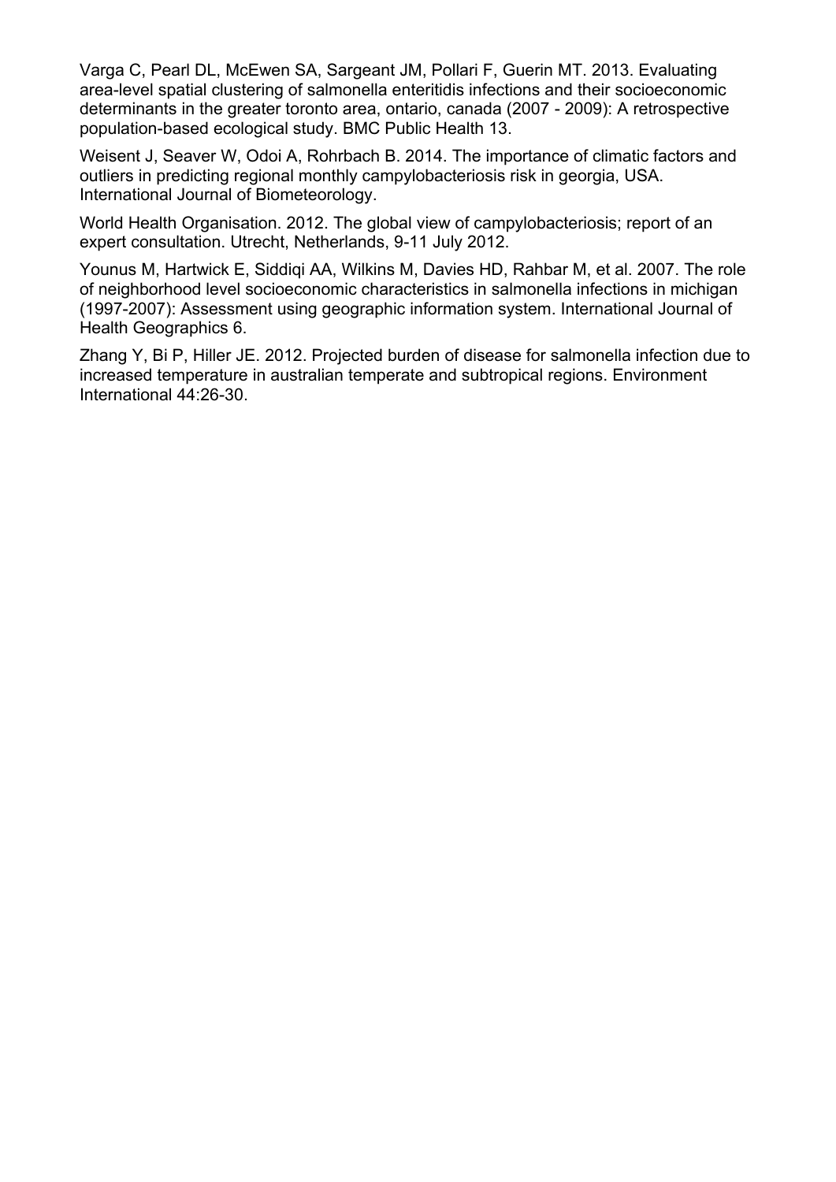Varga C, Pearl DL, McEwen SA, Sargeant JM, Pollari F, Guerin MT. 2013. Evaluating area-level spatial clustering of salmonella enteritidis infections and their socioeconomic determinants in the greater toronto area, ontario, canada (2007 - 2009): A retrospective population-based ecological study. BMC Public Health 13.

Weisent J, Seaver W, Odoi A, Rohrbach B. 2014. The importance of climatic factors and outliers in predicting regional monthly campylobacteriosis risk in georgia, USA. International Journal of Biometeorology.

World Health Organisation. 2012. The global view of campylobacteriosis; report of an expert consultation. Utrecht, Netherlands, 9-11 July 2012.

Younus M, Hartwick E, Siddiqi AA, Wilkins M, Davies HD, Rahbar M, et al. 2007. The role of neighborhood level socioeconomic characteristics in salmonella infections in michigan (1997-2007): Assessment using geographic information system. International Journal of Health Geographics 6.

Zhang Y, Bi P, Hiller JE. 2012. Projected burden of disease for salmonella infection due to increased temperature in australian temperate and subtropical regions. Environment International 44:26-30.